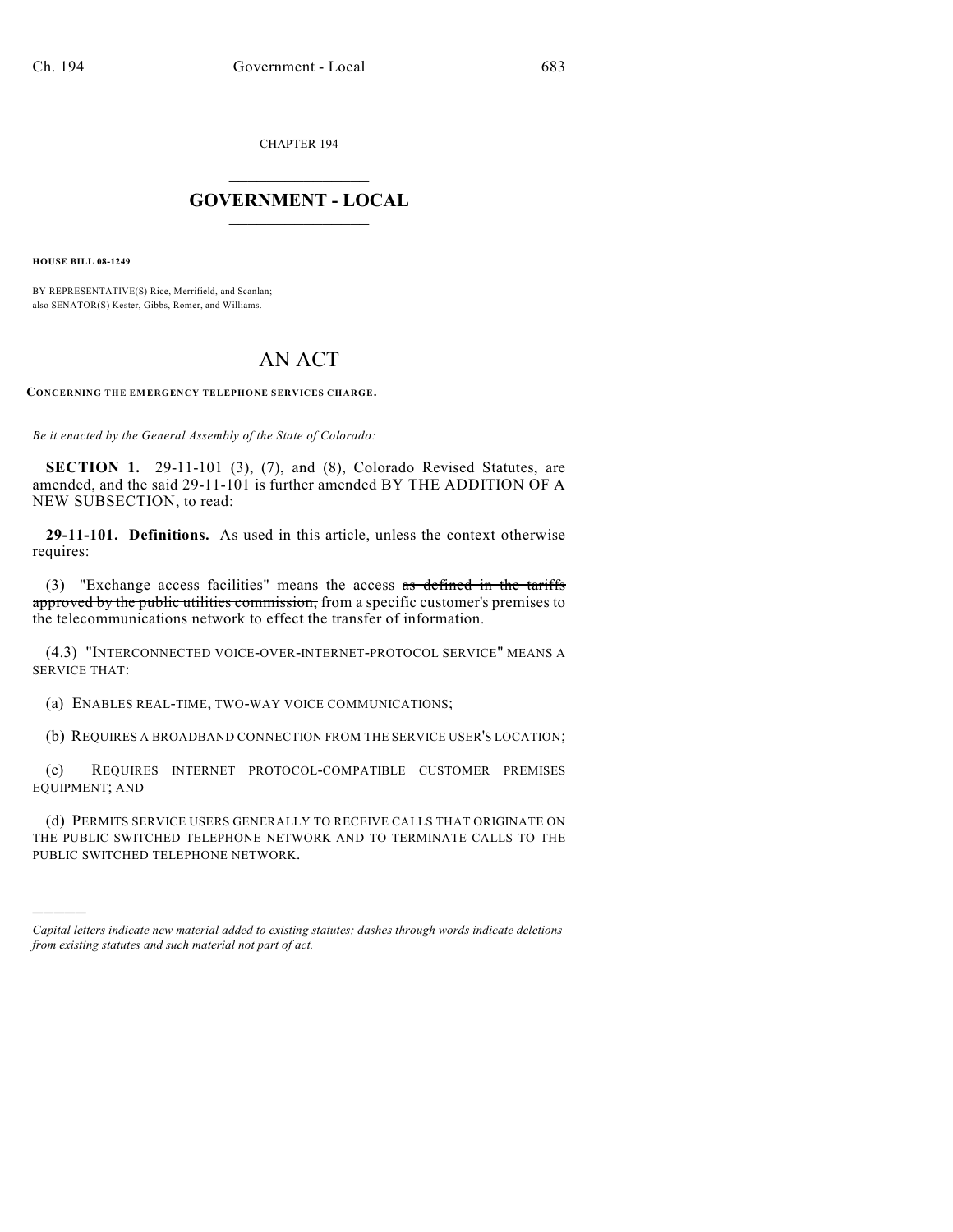CHAPTER 194

# GOVERNMENT - LOCAL

**HOUSE BILL 08-1249**

BY REPRESENTATIVE(S) Rice, Merrifield, and Scanlan;
also SENATOR(S) Kester, Gibbs, Romer, and Williams.

# AN ACT

**CONCERNING THE EMERGENCY TELEPHONE SERVICES CHARGE.**

*Be it enacted by the General Assembly of the State of Colorado:*

**SECTION 1.** 29-11-101 (3), (7), and (8), Colorado Revised Statutes, are amended, and the said 29-11-101 is further amended BY THE ADDITION OF A NEW SUBSECTION, to read:

**29-11-101. Definitions.** As used in this article, unless the context otherwise requires:

(3) "Exchange access facilities" means the access ~~as defined in the tariffs approved by the public utilities commission,~~ from a specific customer's premises to the telecommunications network to effect the transfer of information.

(4.3) "INTERCONNECTED VOICE-OVER-INTERNET-PROTOCOL SERVICE" MEANS A SERVICE THAT:

(a) ENABLES REAL-TIME, TWO-WAY VOICE COMMUNICATIONS;

(b) REQUIRES A BROADBAND CONNECTION FROM THE SERVICE USER'S LOCATION;

(c) REQUIRES INTERNET PROTOCOL-COMPATIBLE CUSTOMER PREMISES EQUIPMENT; AND

(d) PERMITS SERVICE USERS GENERALLY TO RECEIVE CALLS THAT ORIGINATE ON THE PUBLIC SWITCHED TELEPHONE NETWORK AND TO TERMINATE CALLS TO THE PUBLIC SWITCHED TELEPHONE NETWORK.

---

*Capital letters indicate new material added to existing statutes; dashes through words indicate deletions from existing statutes and such material not part of act.*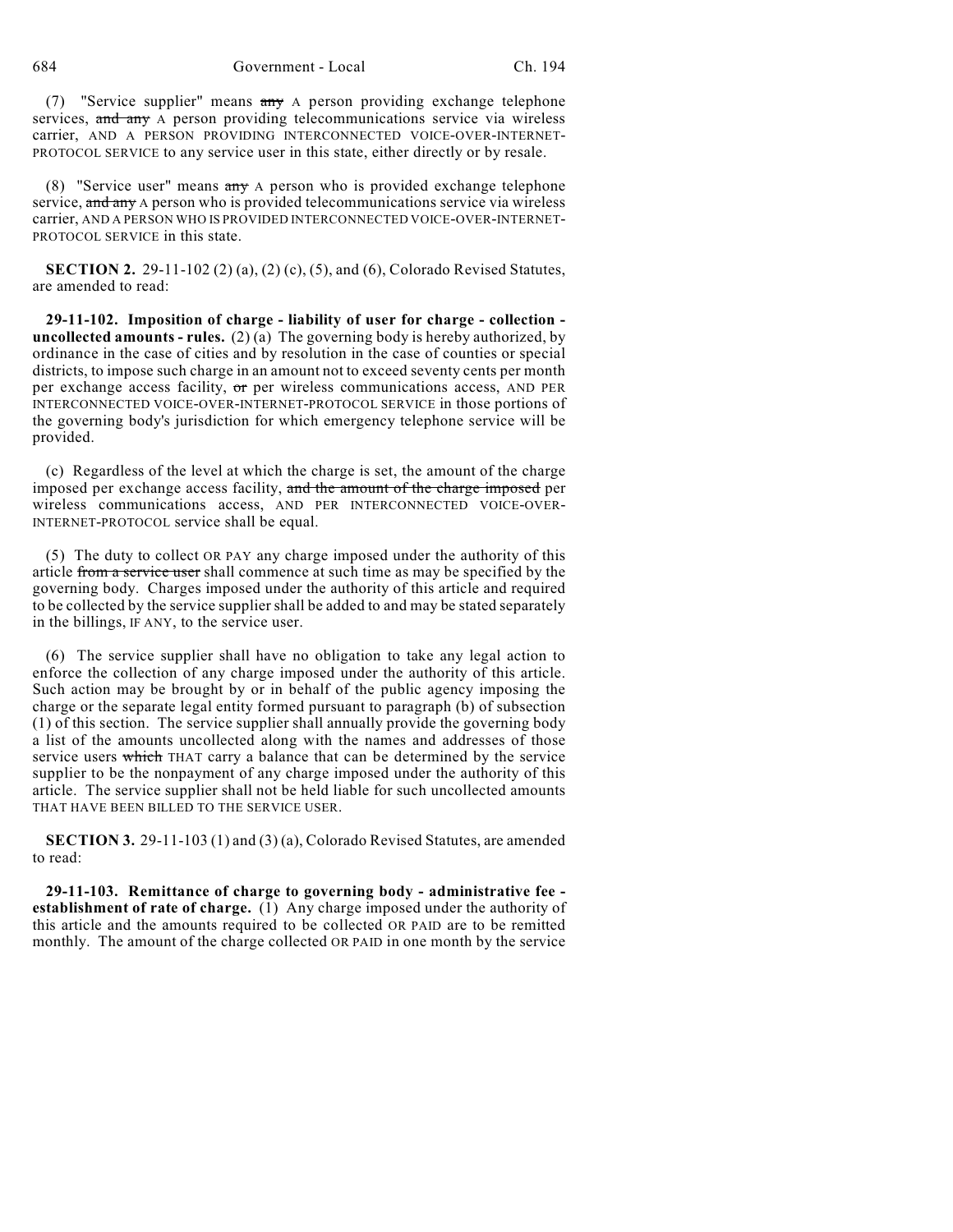(7) "Service supplier" means ~~any~~ A person providing exchange telephone services, ~~and any~~ A person providing telecommunications service via wireless carrier, AND A PERSON PROVIDING INTERCONNECTED VOICE-OVER-INTERNET-PROTOCOL SERVICE to any service user in this state, either directly or by resale.

(8) "Service user" means ~~any~~ A person who is provided exchange telephone service, ~~and any~~ A person who is provided telecommunications service via wireless carrier, AND A PERSON WHO IS PROVIDED INTERCONNECTED VOICE-OVER-INTERNET-PROTOCOL SERVICE in this state.

**SECTION 2.** 29-11-102 (2) (a), (2) (c), (5), and (6), Colorado Revised Statutes, are amended to read:

**29-11-102. Imposition of charge - liability of user for charge - collection - uncollected amounts - rules.** (2) (a) The governing body is hereby authorized, by ordinance in the case of cities and by resolution in the case of counties or special districts, to impose such charge in an amount not to exceed seventy cents per month per exchange access facility, ~~or~~ per wireless communications access, AND PER INTERCONNECTED VOICE-OVER-INTERNET-PROTOCOL SERVICE in those portions of the governing body's jurisdiction for which emergency telephone service will be provided.

(c) Regardless of the level at which the charge is set, the amount of the charge imposed per exchange access facility, ~~and the amount of the charge imposed~~ per wireless communications access, AND PER INTERCONNECTED VOICE-OVER-INTERNET-PROTOCOL service shall be equal.

(5) The duty to collect OR PAY any charge imposed under the authority of this article ~~from a service user~~ shall commence at such time as may be specified by the governing body. Charges imposed under the authority of this article and required to be collected by the service supplier shall be added to and may be stated separately in the billings, IF ANY, to the service user.

(6) The service supplier shall have no obligation to take any legal action to enforce the collection of any charge imposed under the authority of this article. Such action may be brought by or in behalf of the public agency imposing the charge or the separate legal entity formed pursuant to paragraph (b) of subsection (1) of this section. The service supplier shall annually provide the governing body a list of the amounts uncollected along with the names and addresses of those service users ~~which~~ THAT carry a balance that can be determined by the service supplier to be the nonpayment of any charge imposed under the authority of this article. The service supplier shall not be held liable for such uncollected amounts THAT HAVE BEEN BILLED TO THE SERVICE USER.

**SECTION 3.** 29-11-103 (1) and (3) (a), Colorado Revised Statutes, are amended to read:

**29-11-103. Remittance of charge to governing body - administrative fee - establishment of rate of charge.** (1) Any charge imposed under the authority of this article and the amounts required to be collected OR PAID are to be remitted monthly. The amount of the charge collected OR PAID in one month by the service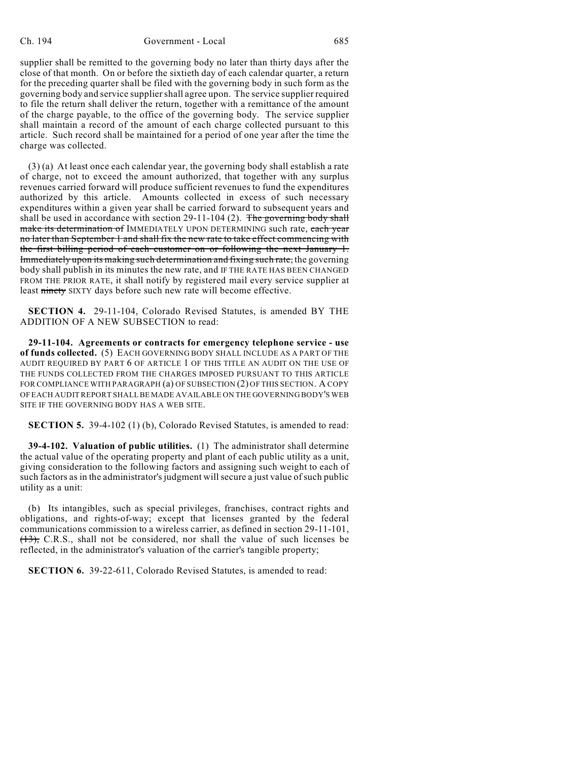supplier shall be remitted to the governing body no later than thirty days after the close of that month. On or before the sixtieth day of each calendar quarter, a return for the preceding quarter shall be filed with the governing body in such form as the governing body and service supplier shall agree upon. The service supplier required to file the return shall deliver the return, together with a remittance of the amount of the charge payable, to the office of the governing body. The service supplier shall maintain a record of the amount of each charge collected pursuant to this article. Such record shall be maintained for a period of one year after the time the charge was collected.

(3) (a) At least once each calendar year, the governing body shall establish a rate of charge, not to exceed the amount authorized, that together with any surplus revenues carried forward will produce sufficient revenues to fund the expenditures authorized by this article. Amounts collected in excess of such necessary expenditures within a given year shall be carried forward to subsequent years and shall be used in accordance with section 29-11-104 (2). ~~The governing body shall make its determination of~~ IMMEDIATELY UPON DETERMINING such rate, ~~each year no later than September 1 and shall fix the new rate to take effect commencing with the first billing period of each customer on or following the next January 1. Immediately upon its making such determination and fixing such rate,~~ the governing body shall publish in its minutes the new rate, and IF THE RATE HAS BEEN CHANGED FROM THE PRIOR RATE, it shall notify by registered mail every service supplier at least ~~ninety~~ SIXTY days before such new rate will become effective.

**SECTION 4.** 29-11-104, Colorado Revised Statutes, is amended BY THE ADDITION OF A NEW SUBSECTION to read:

**29-11-104. Agreements or contracts for emergency telephone service - use of funds collected.** (5) EACH GOVERNING BODY SHALL INCLUDE AS A PART OF THE AUDIT REQUIRED BY PART 6 OF ARTICLE 1 OF THIS TITLE AN AUDIT ON THE USE OF THE FUNDS COLLECTED FROM THE CHARGES IMPOSED PURSUANT TO THIS ARTICLE FOR COMPLIANCE WITH PARAGRAPH (a) OF SUBSECTION (2) OF THIS SECTION. A COPY OF EACH AUDIT REPORT SHALL BE MADE AVAILABLE ON THE GOVERNING BODY'S WEB SITE IF THE GOVERNING BODY HAS A WEB SITE.

**SECTION 5.** 39-4-102 (1) (b), Colorado Revised Statutes, is amended to read:

**39-4-102. Valuation of public utilities.** (1) The administrator shall determine the actual value of the operating property and plant of each public utility as a unit, giving consideration to the following factors and assigning such weight to each of such factors as in the administrator's judgment will secure a just value of such public utility as a unit:

(b) Its intangibles, such as special privileges, franchises, contract rights and obligations, and rights-of-way; except that licenses granted by the federal communications commission to a wireless carrier, as defined in section 29-11-101, ~~(13),~~ C.R.S., shall not be considered, nor shall the value of such licenses be reflected, in the administrator's valuation of the carrier's tangible property;

**SECTION 6.** 39-22-611, Colorado Revised Statutes, is amended to read: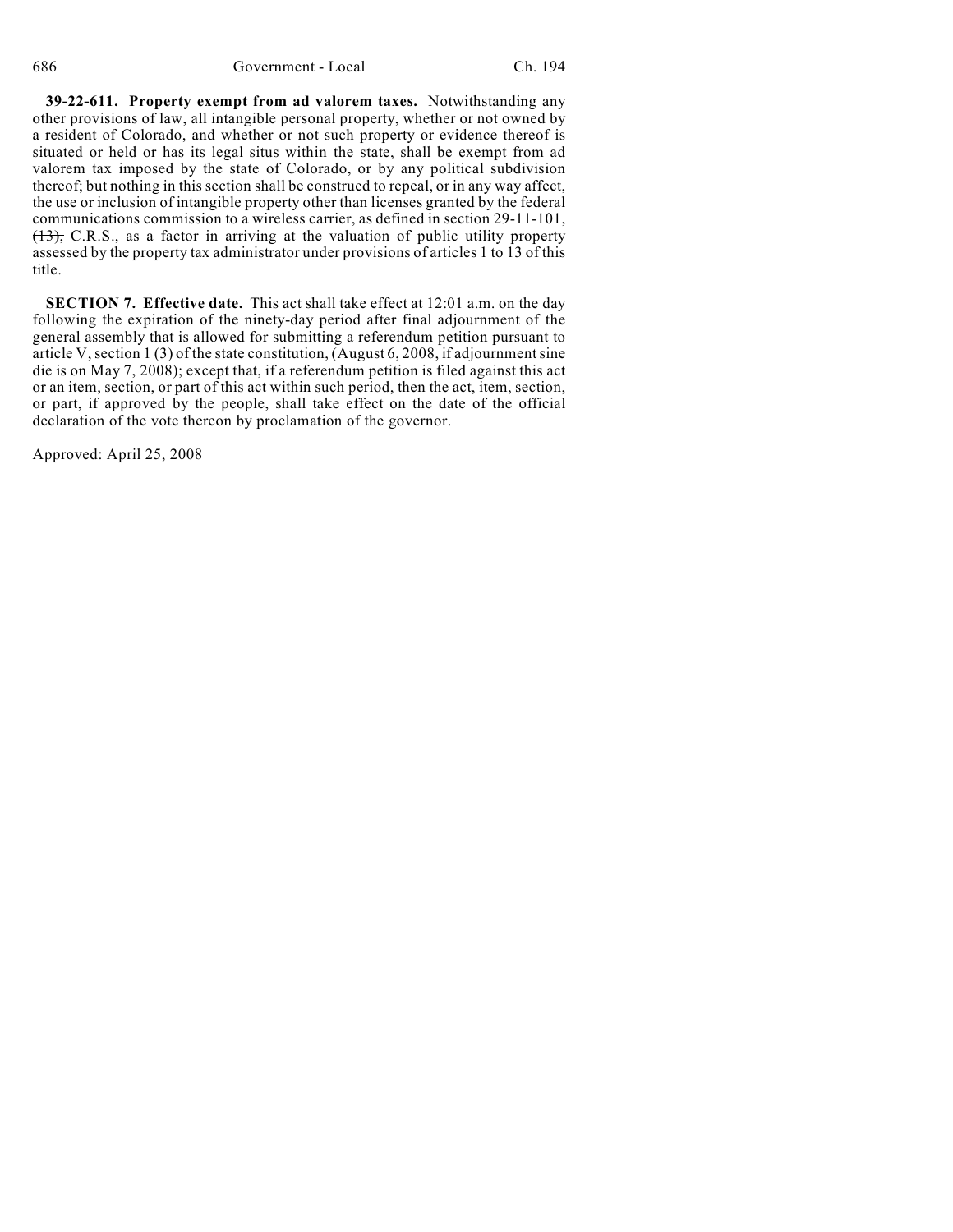**39-22-611. Property exempt from ad valorem taxes.** Notwithstanding any other provisions of law, all intangible personal property, whether or not owned by a resident of Colorado, and whether or not such property or evidence thereof is situated or held or has its legal situs within the state, shall be exempt from ad valorem tax imposed by the state of Colorado, or by any political subdivision thereof; but nothing in this section shall be construed to repeal, or in any way affect, the use or inclusion of intangible property other than licenses granted by the federal communications commission to a wireless carrier, as defined in section 29-11-101, ~~(13),~~ C.R.S., as a factor in arriving at the valuation of public utility property assessed by the property tax administrator under provisions of articles 1 to 13 of this title.

**SECTION 7. Effective date.** This act shall take effect at 12:01 a.m. on the day following the expiration of the ninety-day period after final adjournment of the general assembly that is allowed for submitting a referendum petition pursuant to article V, section 1 (3) of the state constitution, (August 6, 2008, if adjournment sine die is on May 7, 2008); except that, if a referendum petition is filed against this act or an item, section, or part of this act within such period, then the act, item, section, or part, if approved by the people, shall take effect on the date of the official declaration of the vote thereon by proclamation of the governor.

Approved: April 25, 2008